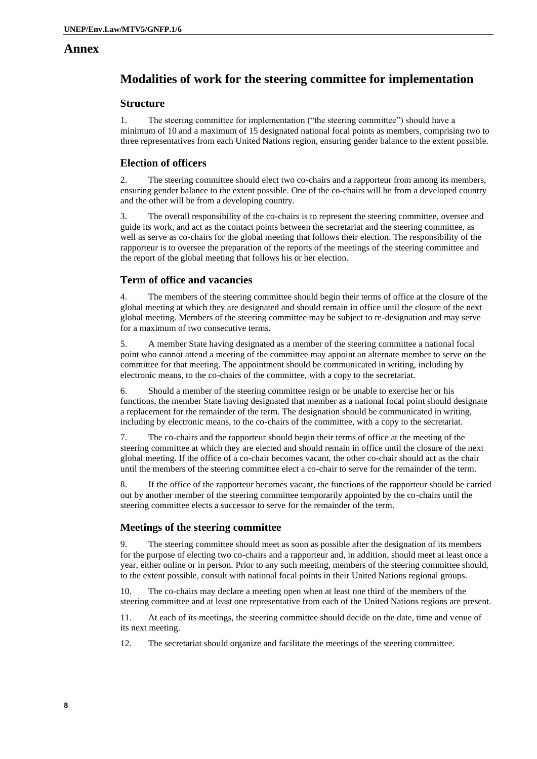# Annex

## Modalities of work for the steering committee for implementation

### Structure

1. The steering committee for implementation ("the steering committee") should have a minimum of 10 and a maximum of 15 designated national focal points as members, comprising two to three representatives from each United Nations region, ensuring gender balance to the extent possible.

### Election of officers

2. The steering committee should elect two co-chairs and a rapporteur from among its members, ensuring gender balance to the extent possible. One of the co-chairs will be from a developed country and the other will be from a developing country.

3. The overall responsibility of the co-chairs is to represent the steering committee, oversee and guide its work, and act as the contact points between the secretariat and the steering committee, as well as serve as co-chairs for the global meeting that follows their election. The responsibility of the rapporteur is to oversee the preparation of the reports of the meetings of the steering committee and the report of the global meeting that follows his or her election.

### Term of office and vacancies

4. The members of the steering committee should begin their terms of office at the closure of the global meeting at which they are designated and should remain in office until the closure of the next global meeting. Members of the steering committee may be subject to re-designation and may serve for a maximum of two consecutive terms.

5. A member State having designated as a member of the steering committee a national focal point who cannot attend a meeting of the committee may appoint an alternate member to serve on the committee for that meeting. The appointment should be communicated in writing, including by electronic means, to the co-chairs of the committee, with a copy to the secretariat.

6. Should a member of the steering committee resign or be unable to exercise her or his functions, the member State having designated that member as a national focal point should designate a replacement for the remainder of the term. The designation should be communicated in writing, including by electronic means, to the co-chairs of the committee, with a copy to the secretariat.

7. The co-chairs and the rapporteur should begin their terms of office at the meeting of the steering committee at which they are elected and should remain in office until the closure of the next global meeting. If the office of a co-chair becomes vacant, the other co-chair should act as the chair until the members of the steering committee elect a co-chair to serve for the remainder of the term.

8. If the office of the rapporteur becomes vacant, the functions of the rapporteur should be carried out by another member of the steering committee temporarily appointed by the co-chairs until the steering committee elects a successor to serve for the remainder of the term.

### Meetings of the steering committee

9. The steering committee should meet as soon as possible after the designation of its members for the purpose of electing two co-chairs and a rapporteur and, in addition, should meet at least once a year, either online or in person. Prior to any such meeting, members of the steering committee should, to the extent possible, consult with national focal points in their United Nations regional groups.

10. The co-chairs may declare a meeting open when at least one third of the members of the steering committee and at least one representative from each of the United Nations regions are present.

11. At each of its meetings, the steering committee should decide on the date, time and venue of its next meeting.

12. The secretariat should organize and facilitate the meetings of the steering committee.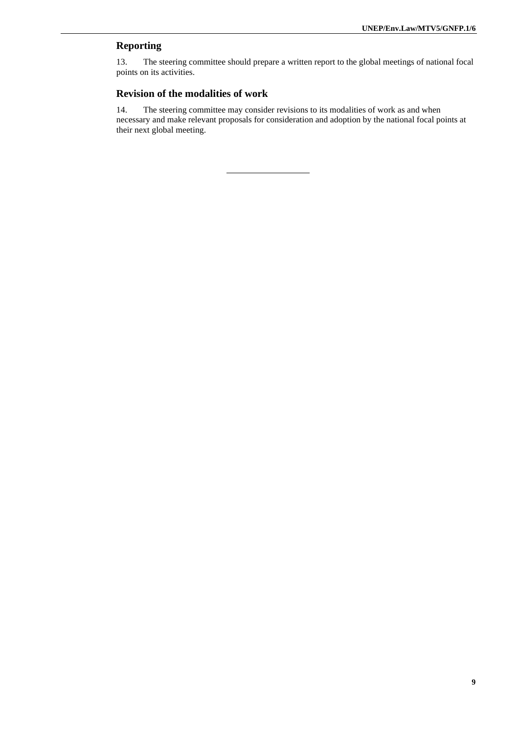## Reporting

13. The steering committee should prepare a written report to the global meetings of national focal points on its activities.

## Revision of the modalities of work

14. The steering committee may consider revisions to its modalities of work as and when necessary and make relevant proposals for consideration and adoption by the national focal points at their next global meeting.

---